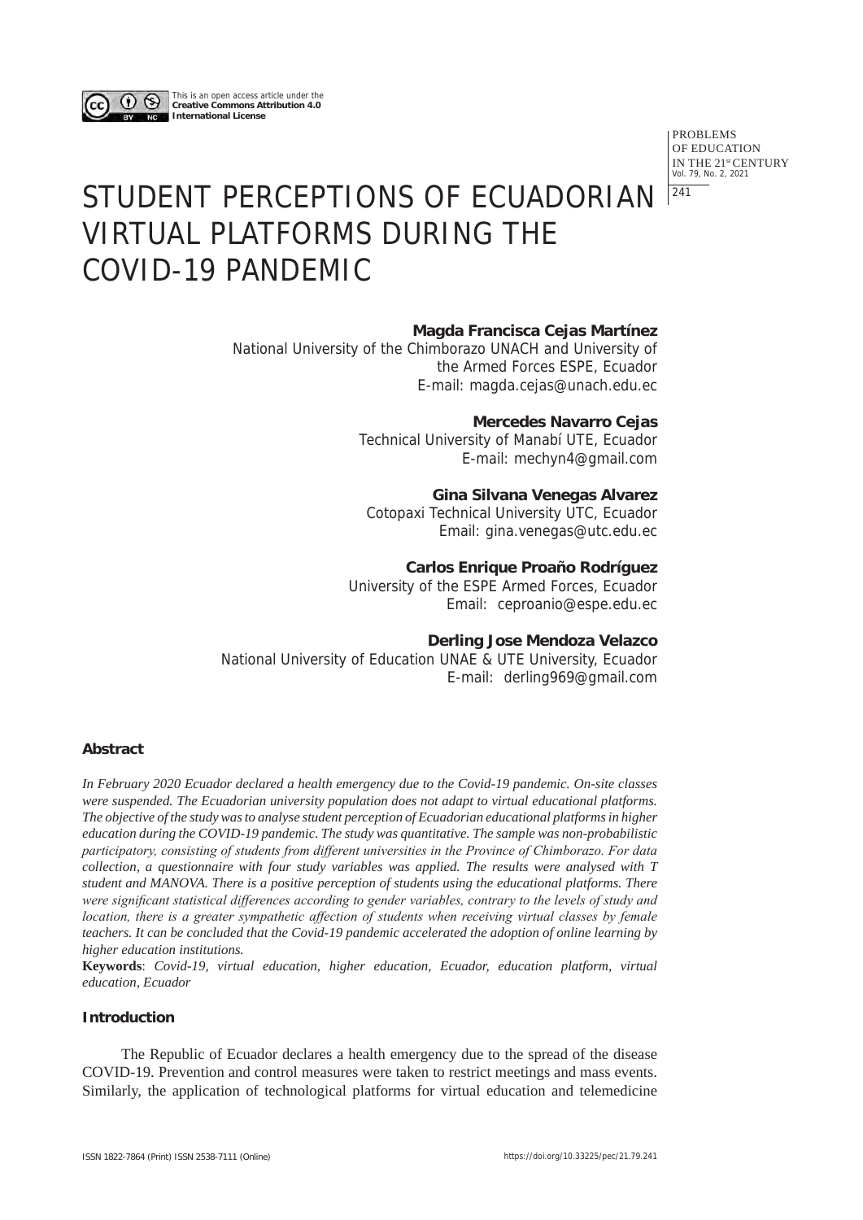This is an open access article under the **Creative Commons Attribution 4.0 International License**

# STUDENT PERCEPTIONS OF ECUADORIAN VIRTUAL PLATFORMS DURING THE COVID-19 PANDEMIC

**Magda Francisca Cejas Martínez**
National University of the Chimborazo UNACH and University of the Armed Forces ESPE, Ecuador
E-mail: magda.cejas@unach.edu.ec

**Mercedes Navarro Cejas**
Technical University of Manabí UTE, Ecuador
E-mail: mechyn4@gmail.com

**Gina Silvana Venegas Alvarez**
Cotopaxi Technical University UTC, Ecuador
Email: gina.venegas@utc.edu.ec

**Carlos Enrique Proaño Rodríguez**
University of the ESPE Armed Forces, Ecuador
Email: ceproanio@espe.edu.ec

**Derling Jose Mendoza Velazco**
National University of Education UNAE & UTE University, Ecuador
E-mail: derling969@gmail.com

## Abstract

*In February 2020 Ecuador declared a health emergency due to the Covid-19 pandemic. On-site classes were suspended. The Ecuadorian university population does not adapt to virtual educational platforms. The objective of the study was to analyse student perception of Ecuadorian educational platforms in higher education during the COVID-19 pandemic. The study was quantitative. The sample was non-probabilistic participatory, consisting of students from different universities in the Province of Chimborazo. For data collection, a questionnaire with four study variables was applied. The results were analysed with T student and MANOVA. There is a positive perception of students using the educational platforms. There were significant statistical differences according to gender variables, contrary to the levels of study and location, there is a greater sympathetic affection of students when receiving virtual classes by female teachers. It can be concluded that the Covid-19 pandemic accelerated the adoption of online learning by higher education institutions.*

**Keywords**: *Covid-19, virtual education, higher education, Ecuador, education platform, virtual education, Ecuador*

## Introduction

The Republic of Ecuador declares a health emergency due to the spread of the disease COVID-19. Prevention and control measures were taken to restrict meetings and mass events. Similarly, the application of technological platforms for virtual education and telemedicine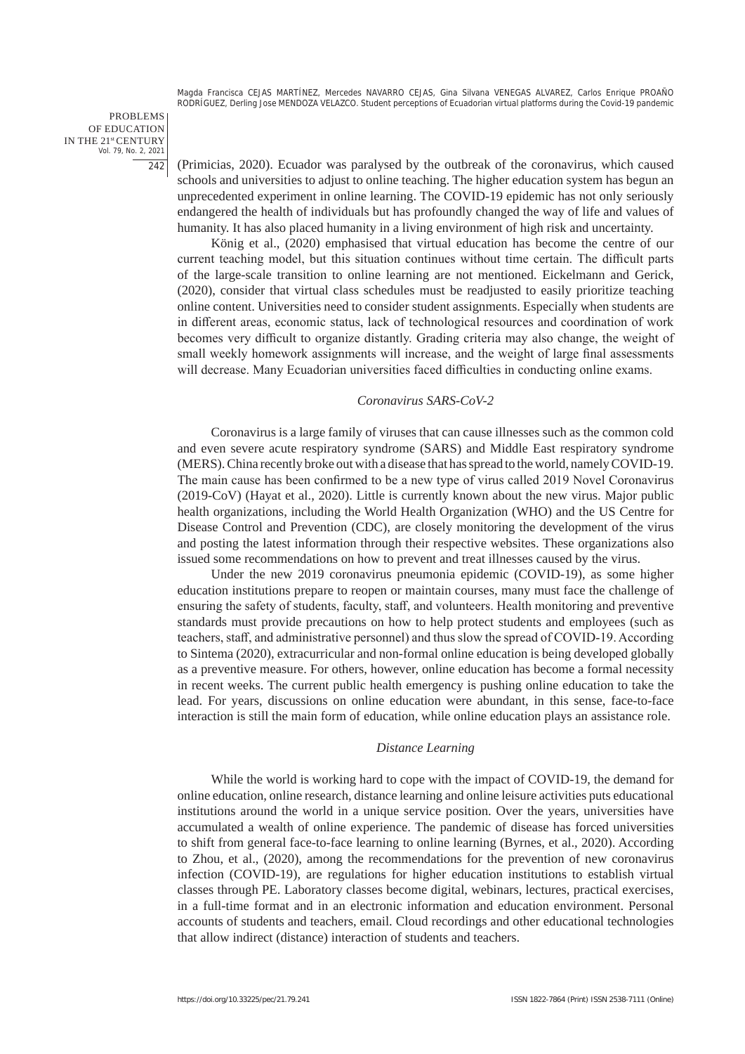(Primicias, 2020). Ecuador was paralysed by the outbreak of the coronavirus, which caused schools and universities to adjust to online teaching. The higher education system has begun an unprecedented experiment in online learning. The COVID-19 epidemic has not only seriously endangered the health of individuals but has profoundly changed the way of life and values of humanity. It has also placed humanity in a living environment of high risk and uncertainty.

König et al., (2020) emphasised that virtual education has become the centre of our current teaching model, but this situation continues without time certain. The difficult parts of the large-scale transition to online learning are not mentioned. Eickelmann and Gerick, (2020), consider that virtual class schedules must be readjusted to easily prioritize teaching online content. Universities need to consider student assignments. Especially when students are in different areas, economic status, lack of technological resources and coordination of work becomes very difficult to organize distantly. Grading criteria may also change, the weight of small weekly homework assignments will increase, and the weight of large final assessments will decrease. Many Ecuadorian universities faced difficulties in conducting online exams.

### *Coronavirus SARS-CoV-2*

Coronavirus is a large family of viruses that can cause illnesses such as the common cold and even severe acute respiratory syndrome (SARS) and Middle East respiratory syndrome (MERS). China recently broke out with a disease that has spread to the world, namely COVID-19. The main cause has been confirmed to be a new type of virus called 2019 Novel Coronavirus (2019-CoV) (Hayat et al., 2020). Little is currently known about the new virus. Major public health organizations, including the World Health Organization (WHO) and the US Centre for Disease Control and Prevention (CDC), are closely monitoring the development of the virus and posting the latest information through their respective websites. These organizations also issued some recommendations on how to prevent and treat illnesses caused by the virus.

Under the new 2019 coronavirus pneumonia epidemic (COVID-19), as some higher education institutions prepare to reopen or maintain courses, many must face the challenge of ensuring the safety of students, faculty, staff, and volunteers. Health monitoring and preventive standards must provide precautions on how to help protect students and employees (such as teachers, staff, and administrative personnel) and thus slow the spread of COVID-19. According to Sintema (2020), extracurricular and non-formal online education is being developed globally as a preventive measure. For others, however, online education has become a formal necessity in recent weeks. The current public health emergency is pushing online education to take the lead. For years, discussions on online education were abundant, in this sense, face-to-face interaction is still the main form of education, while online education plays an assistance role.

### *Distance Learning*

While the world is working hard to cope with the impact of COVID-19, the demand for online education, online research, distance learning and online leisure activities puts educational institutions around the world in a unique service position. Over the years, universities have accumulated a wealth of online experience. The pandemic of disease has forced universities to shift from general face-to-face learning to online learning (Byrnes, et al., 2020). According to Zhou, et al., (2020), among the recommendations for the prevention of new coronavirus infection (COVID-19), are regulations for higher education institutions to establish virtual classes through PE. Laboratory classes become digital, webinars, lectures, practical exercises, in a full-time format and in an electronic information and education environment. Personal accounts of students and teachers, email. Cloud recordings and other educational technologies that allow indirect (distance) interaction of students and teachers.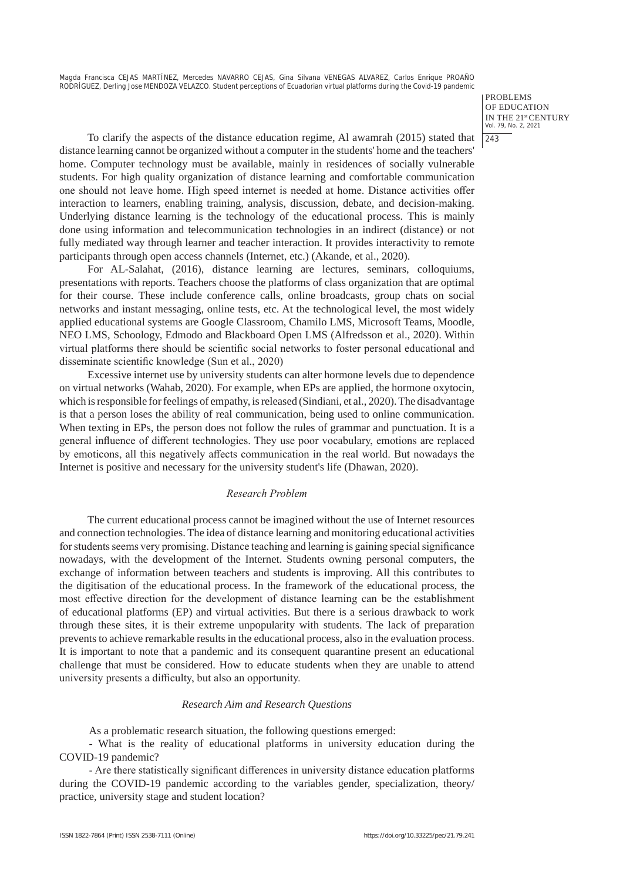To clarify the aspects of the distance education regime, Al awamrah (2015) stated that distance learning cannot be organized without a computer in the students' home and the teachers' home. Computer technology must be available, mainly in residences of socially vulnerable students. For high quality organization of distance learning and comfortable communication one should not leave home. High speed internet is needed at home. Distance activities offer interaction to learners, enabling training, analysis, discussion, debate, and decision-making. Underlying distance learning is the technology of the educational process. This is mainly done using information and telecommunication technologies in an indirect (distance) or not fully mediated way through learner and teacher interaction. It provides interactivity to remote participants through open access channels (Internet, etc.) (Akande, et al., 2020).

For AL-Salahat, (2016), distance learning are lectures, seminars, colloquiums, presentations with reports. Teachers choose the platforms of class organization that are optimal for their course. These include conference calls, online broadcasts, group chats on social networks and instant messaging, online tests, etc. At the technological level, the most widely applied educational systems are Google Classroom, Chamilo LMS, Microsoft Teams, Moodle, NEO LMS, Schoology, Edmodo and Blackboard Open LMS (Alfredsson et al., 2020). Within virtual platforms there should be scientific social networks to foster personal educational and disseminate scientific knowledge (Sun et al., 2020)

Excessive internet use by university students can alter hormone levels due to dependence on virtual networks (Wahab, 2020). For example, when EPs are applied, the hormone oxytocin, which is responsible for feelings of empathy, is released (Sindiani, et al., 2020). The disadvantage is that a person loses the ability of real communication, being used to online communication. When texting in EPs, the person does not follow the rules of grammar and punctuation. It is a general influence of different technologies. They use poor vocabulary, emotions are replaced by emoticons, all this negatively affects communication in the real world. But nowadays the Internet is positive and necessary for the university student's life (Dhawan, 2020).

### *Research Problem*

The current educational process cannot be imagined without the use of Internet resources and connection technologies. The idea of distance learning and monitoring educational activities for students seems very promising. Distance teaching and learning is gaining special significance nowadays, with the development of the Internet. Students owning personal computers, the exchange of information between teachers and students is improving. All this contributes to the digitisation of the educational process. In the framework of the educational process, the most effective direction for the development of distance learning can be the establishment of educational platforms (EP) and virtual activities. But there is a serious drawback to work through these sites, it is their extreme unpopularity with students. The lack of preparation prevents to achieve remarkable results in the educational process, also in the evaluation process. It is important to note that a pandemic and its consequent quarantine present an educational challenge that must be considered. How to educate students when they are unable to attend university presents a difficulty, but also an opportunity.

### *Research Aim and Research Questions*

As a problematic research situation, the following questions emerged:

- What is the reality of educational platforms in university education during the COVID-19 pandemic?
- Are there statistically significant differences in university distance education platforms during the COVID-19 pandemic according to the variables gender, specialization, theory/practice, university stage and student location?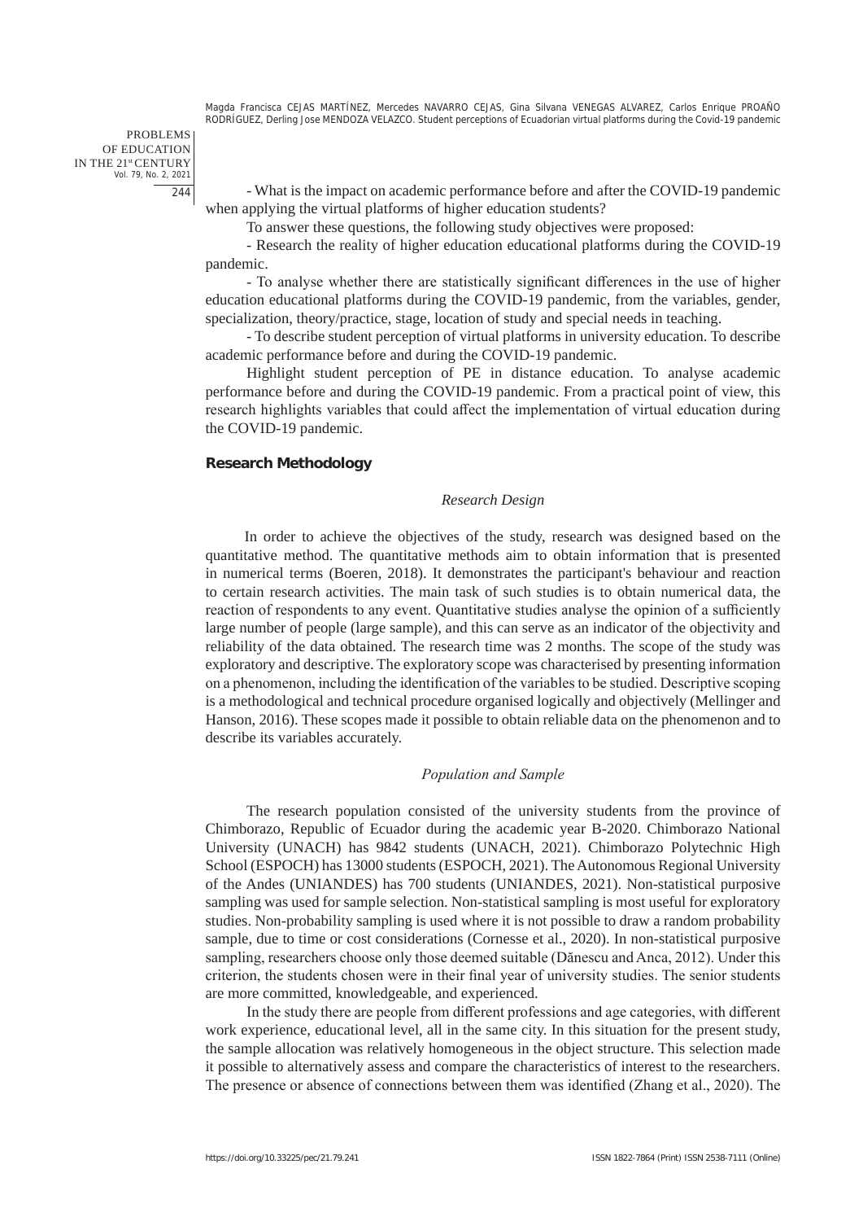- What is the impact on academic performance before and after the COVID-19 pandemic when applying the virtual platforms of higher education students?

To answer these questions, the following study objectives were proposed:

- Research the reality of higher education educational platforms during the COVID-19 pandemic.

- To analyse whether there are statistically significant differences in the use of higher education educational platforms during the COVID-19 pandemic, from the variables, gender, specialization, theory/practice, stage, location of study and special needs in teaching.

- To describe student perception of virtual platforms in university education. To describe academic performance before and during the COVID-19 pandemic.

Highlight student perception of PE in distance education. To analyse academic performance before and during the COVID-19 pandemic. From a practical point of view, this research highlights variables that could affect the implementation of virtual education during the COVID-19 pandemic.

## Research Methodology

### *Research Design*

In order to achieve the objectives of the study, research was designed based on the quantitative method. The quantitative methods aim to obtain information that is presented in numerical terms (Boeren, 2018). It demonstrates the participant's behaviour and reaction to certain research activities. The main task of such studies is to obtain numerical data, the reaction of respondents to any event. Quantitative studies analyse the opinion of a sufficiently large number of people (large sample), and this can serve as an indicator of the objectivity and reliability of the data obtained. The research time was 2 months. The scope of the study was exploratory and descriptive. The exploratory scope was characterised by presenting information on a phenomenon, including the identification of the variables to be studied. Descriptive scoping is a methodological and technical procedure organised logically and objectively (Mellinger and Hanson, 2016). These scopes made it possible to obtain reliable data on the phenomenon and to describe its variables accurately.

### *Population and Sample*

The research population consisted of the university students from the province of Chimborazo, Republic of Ecuador during the academic year B-2020. Chimborazo National University (UNACH) has 9842 students (UNACH, 2021). Chimborazo Polytechnic High School (ESPOCH) has 13000 students (ESPOCH, 2021). The Autonomous Regional University of the Andes (UNIANDES) has 700 students (UNIANDES, 2021). Non-statistical purposive sampling was used for sample selection. Non-statistical sampling is most useful for exploratory studies. Non-probability sampling is used where it is not possible to draw a random probability sample, due to time or cost considerations (Cornesse et al., 2020). In non-statistical purposive sampling, researchers choose only those deemed suitable (Dănescu and Anca, 2012). Under this criterion, the students chosen were in their final year of university studies. The senior students are more committed, knowledgeable, and experienced.

In the study there are people from different professions and age categories, with different work experience, educational level, all in the same city. In this situation for the present study, the sample allocation was relatively homogeneous in the object structure. This selection made it possible to alternatively assess and compare the characteristics of interest to the researchers. The presence or absence of connections between them was identified (Zhang et al., 2020). The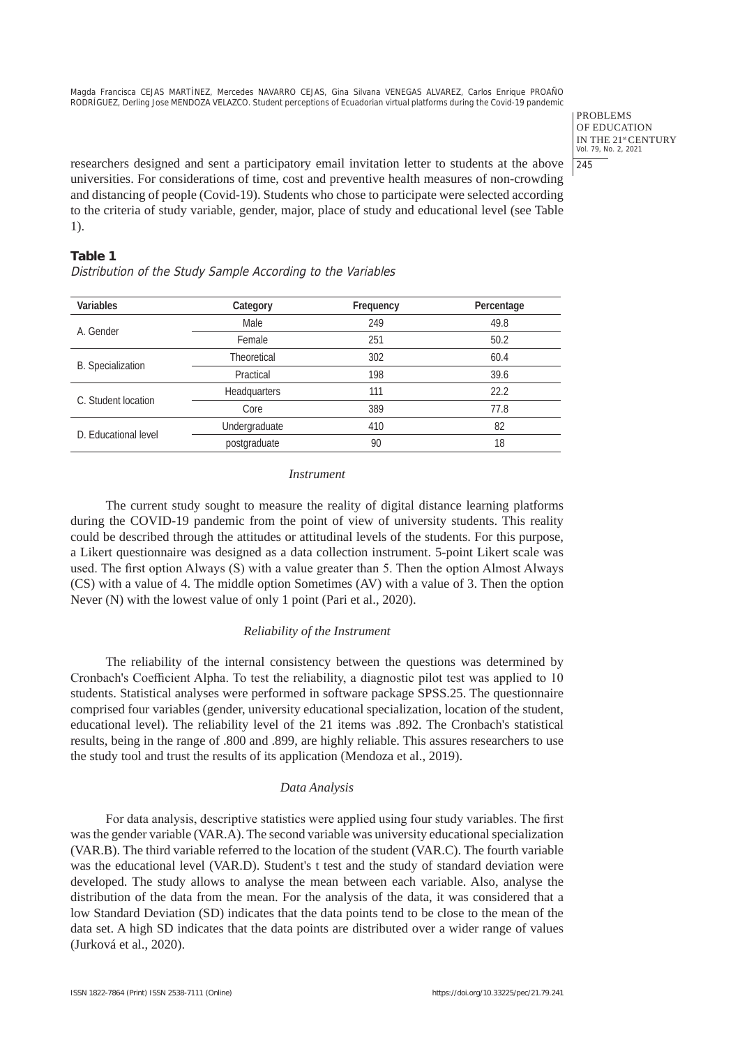researchers designed and sent a participatory email invitation letter to students at the above universities. For considerations of time, cost and preventive health measures of non-crowding and distancing of people (Covid-19). Students who chose to participate were selected according to the criteria of study variable, gender, major, place of study and educational level (see Table 1).

**Table 1**

*Distribution of the Study Sample According to the Variables*

| Variables | Category | Frequency | Percentage |
|---|---|---|---|
| A. Gender | Male | 249 | 49.8 |
| | Female | 251 | 50.2 |
| B. Specialization | Theoretical | 302 | 60.4 |
| | Practical | 198 | 39.6 |
| C. Student location | Headquarters | 111 | 22.2 |
| | Core | 389 | 77.8 |
| D. Educational level | Undergraduate | 410 | 82 |
| | postgraduate | 90 | 18 |

### *Instrument*

The current study sought to measure the reality of digital distance learning platforms during the COVID-19 pandemic from the point of view of university students. This reality could be described through the attitudes or attitudinal levels of the students. For this purpose, a Likert questionnaire was designed as a data collection instrument. 5-point Likert scale was used. The first option Always (S) with a value greater than 5. Then the option Almost Always (CS) with a value of 4. The middle option Sometimes (AV) with a value of 3. Then the option Never (N) with the lowest value of only 1 point (Pari et al., 2020).

### *Reliability of the Instrument*

The reliability of the internal consistency between the questions was determined by Cronbach's Coefficient Alpha. To test the reliability, a diagnostic pilot test was applied to 10 students. Statistical analyses were performed in software package SPSS.25. The questionnaire comprised four variables (gender, university educational specialization, location of the student, educational level). The reliability level of the 21 items was .892. The Cronbach's statistical results, being in the range of .800 and .899, are highly reliable. This assures researchers to use the study tool and trust the results of its application (Mendoza et al., 2019).

### *Data Analysis*

For data analysis, descriptive statistics were applied using four study variables. The first was the gender variable (VAR.A). The second variable was university educational specialization (VAR.B). The third variable referred to the location of the student (VAR.C). The fourth variable was the educational level (VAR.D). Student's t test and the study of standard deviation were developed. The study allows to analyse the mean between each variable. Also, analyse the distribution of the data from the mean. For the analysis of the data, it was considered that a low Standard Deviation (SD) indicates that the data points tend to be close to the mean of the data set. A high SD indicates that the data points are distributed over a wider range of values (Jurková et al., 2020).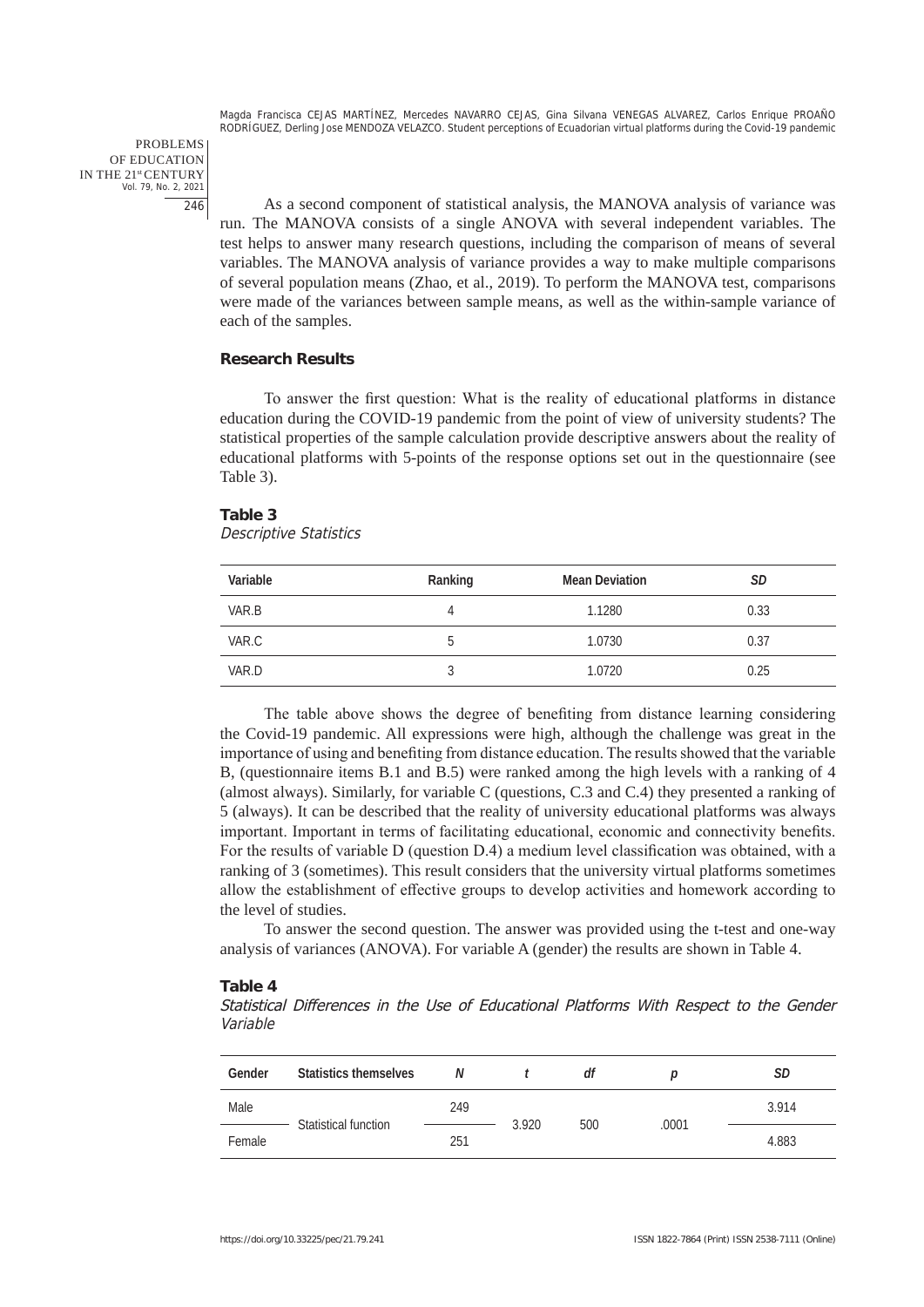As a second component of statistical analysis, the MANOVA analysis of variance was run. The MANOVA consists of a single ANOVA with several independent variables. The test helps to answer many research questions, including the comparison of means of several variables. The MANOVA analysis of variance provides a way to make multiple comparisons of several population means (Zhao, et al., 2019). To perform the MANOVA test, comparisons were made of the variances between sample means, as well as the within-sample variance of each of the samples.

## Research Results

To answer the first question: What is the reality of educational platforms in distance education during the COVID-19 pandemic from the point of view of university students? The statistical properties of the sample calculation provide descriptive answers about the reality of educational platforms with 5-points of the response options set out in the questionnaire (see Table 3).

**Table 3**
*Descriptive Statistics*

| Variable | Ranking | Mean Deviation | *SD* |
|---|---|---|---|
| VAR.B | 4 | 1.1280 | 0.33 |
| VAR.C | 5 | 1.0730 | 0.37 |
| VAR.D | 3 | 1.0720 | 0.25 |

The table above shows the degree of benefiting from distance learning considering the Covid-19 pandemic. All expressions were high, although the challenge was great in the importance of using and benefiting from distance education. The results showed that the variable B, (questionnaire items B.1 and B.5) were ranked among the high levels with a ranking of 4 (almost always). Similarly, for variable C (questions, C.3 and C.4) they presented a ranking of 5 (always). It can be described that the reality of university educational platforms was always important. Important in terms of facilitating educational, economic and connectivity benefits. For the results of variable D (question D.4) a medium level classification was obtained, with a ranking of 3 (sometimes). This result considers that the university virtual platforms sometimes allow the establishment of effective groups to develop activities and homework according to the level of studies.

To answer the second question. The answer was provided using the t-test and one-way analysis of variances (ANOVA). For variable A (gender) the results are shown in Table 4.

**Table 4**
*Statistical Differences in the Use of Educational Platforms With Respect to the Gender Variable*

| Gender | Statistics themselves | *N* | *t* | *df* | *p* | *SD* |
|---|---|---|---|---|---|---|
| Male | Statistical function | 249 | 3.920 | 500 | .0001 | 3.914 |
| Female | | 251 | | | | 4.883 |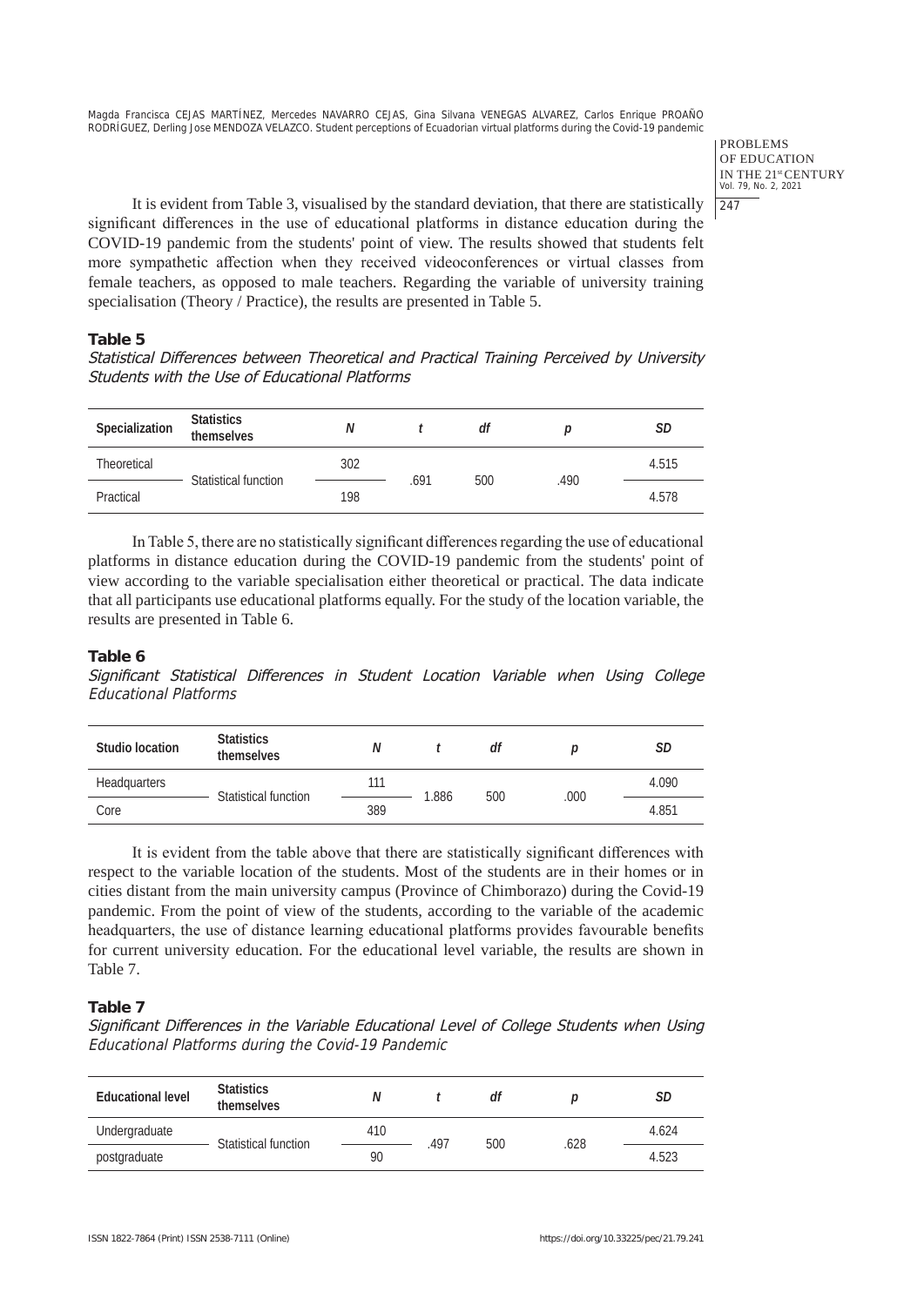It is evident from Table 3, visualised by the standard deviation, that there are statistically significant differences in the use of educational platforms in distance education during the COVID-19 pandemic from the students' point of view. The results showed that students felt more sympathetic affection when they received videoconferences or virtual classes from female teachers, as opposed to male teachers. Regarding the variable of university training specialisation (Theory / Practice), the results are presented in Table 5.

**Table 5**

*Statistical Differences between Theoretical and Practical Training Perceived by University Students with the Use of Educational Platforms*

| Specialization | Statistics themselves | *N* | *t* | *df* | *p* | *SD* |
|---|---|---|---|---|---|---|
| Theoretical | Statistical function | 302 | .691 | 500 | .490 | 4.515 |
| Practical | | 198 | | | | 4.578 |

In Table 5, there are no statistically significant differences regarding the use of educational platforms in distance education during the COVID-19 pandemic from the students' point of view according to the variable specialisation either theoretical or practical. The data indicate that all participants use educational platforms equally. For the study of the location variable, the results are presented in Table 6.

**Table 6**

*Significant Statistical Differences in Student Location Variable when Using College Educational Platforms*

| Studio location | Statistics themselves | *N* | *t* | *df* | *p* | *SD* |
|---|---|---|---|---|---|---|
| Headquarters | Statistical function | 111 | 1.886 | 500 | .000 | 4.090 |
| Core | | 389 | | | | 4.851 |

It is evident from the table above that there are statistically significant differences with respect to the variable location of the students. Most of the students are in their homes or in cities distant from the main university campus (Province of Chimborazo) during the Covid-19 pandemic. From the point of view of the students, according to the variable of the academic headquarters, the use of distance learning educational platforms provides favourable benefits for current university education. For the educational level variable, the results are shown in Table 7.

**Table 7**

*Significant Differences in the Variable Educational Level of College Students when Using Educational Platforms during the Covid-19 Pandemic*

| Educational level | Statistics themselves | *N* | *t* | *df* | *p* | *SD* |
|---|---|---|---|---|---|---|
| Undergraduate | Statistical function | 410 | .497 | 500 | .628 | 4.624 |
| postgraduate | | 90 | | | | 4.523 |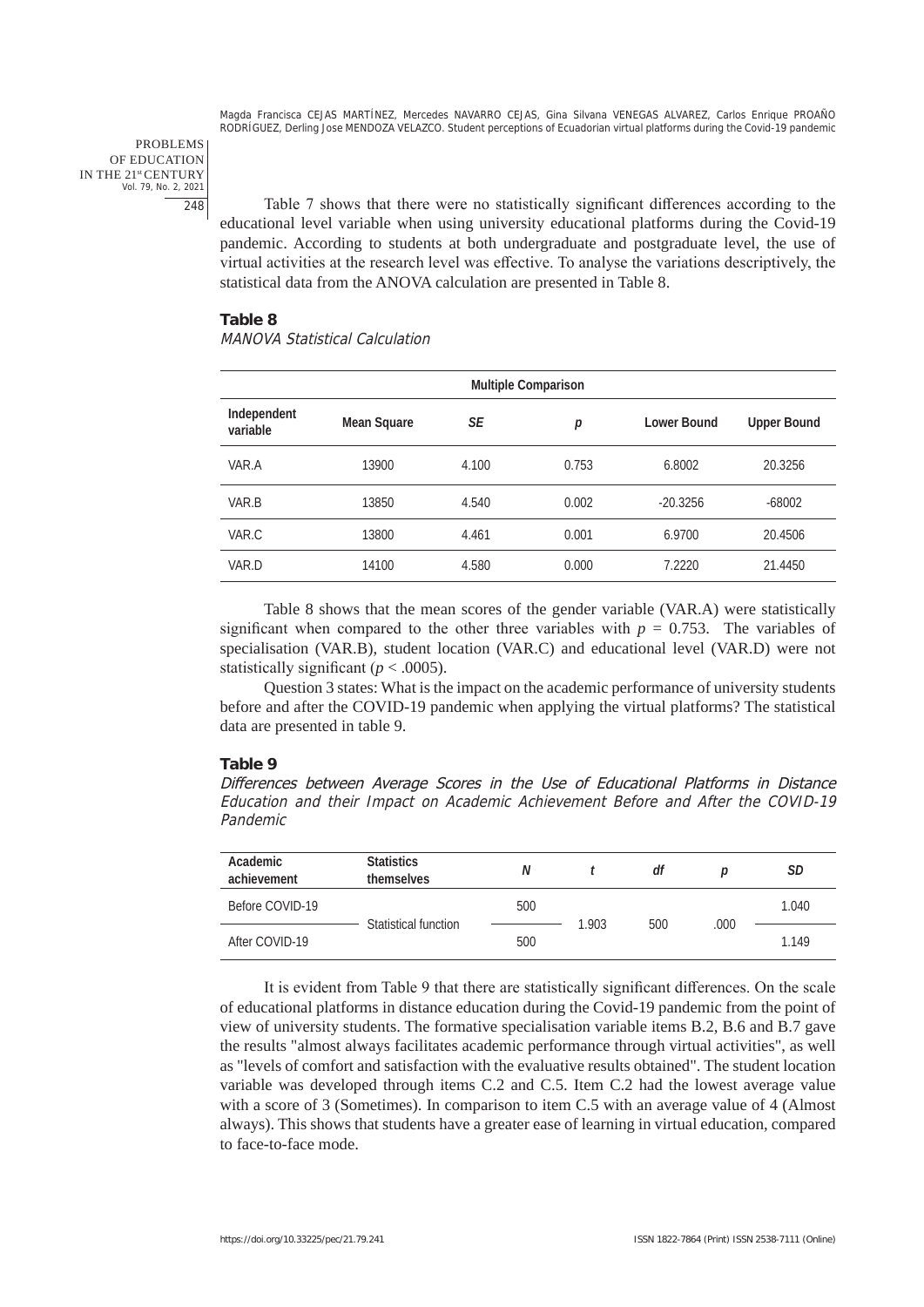Table 7 shows that there were no statistically significant differences according to the educational level variable when using university educational platforms during the Covid-19 pandemic. According to students at both undergraduate and postgraduate level, the use of virtual activities at the research level was effective. To analyse the variations descriptively, the statistical data from the ANOVA calculation are presented in Table 8.

**Table 8**

*MANOVA Statistical Calculation*

| Multiple Comparison | | | | | |
|---|---|---|---|---|---|
| Independent variable | Mean Square | *SE* | *p* | Lower Bound | Upper Bound |
| VAR.A | 13900 | 4.100 | 0.753 | 6.8002 | 20.3256 |
| VAR.B | 13850 | 4.540 | 0.002 | -20.3256 | -68002 |
| VAR.C | 13800 | 4.461 | 0.001 | 6.9700 | 20.4506 |
| VAR.D | 14100 | 4.580 | 0.000 | 7.2220 | 21.4450 |

Table 8 shows that the mean scores of the gender variable (VAR.A) were statistically significant when compared to the other three variables with $p = 0.753$. The variables of specialisation (VAR.B), student location (VAR.C) and educational level (VAR.D) were not statistically significant ($p < .0005$).

Question 3 states: What is the impact on the academic performance of university students before and after the COVID-19 pandemic when applying the virtual platforms? The statistical data are presented in table 9.

**Table 9**

*Differences between Average Scores in the Use of Educational Platforms in Distance Education and their Impact on Academic Achievement Before and After the COVID-19 Pandemic*

| Academic achievement | Statistics themselves | *N* | *t* | *df* | *p* | *SD* |
|---|---|---|---|---|---|---|
| Before COVID-19 | Statistical function | 500 | 1.903 | 500 | .000 | 1.040 |
| After COVID-19 | | 500 | | | | 1.149 |

It is evident from Table 9 that there are statistically significant differences. On the scale of educational platforms in distance education during the Covid-19 pandemic from the point of view of university students. The formative specialisation variable items B.2, B.6 and B.7 gave the results "almost always facilitates academic performance through virtual activities", as well as "levels of comfort and satisfaction with the evaluative results obtained". The student location variable was developed through items C.2 and C.5. Item C.2 had the lowest average value with a score of 3 (Sometimes). In comparison to item C.5 with an average value of 4 (Almost always). This shows that students have a greater ease of learning in virtual education, compared to face-to-face mode.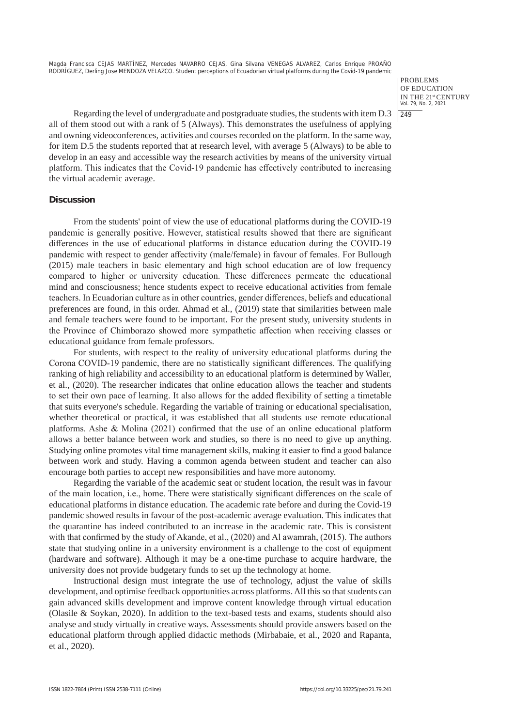Regarding the level of undergraduate and postgraduate studies, the students with item D.3 all of them stood out with a rank of 5 (Always). This demonstrates the usefulness of applying and owning videoconferences, activities and courses recorded on the platform. In the same way, for item D.5 the students reported that at research level, with average 5 (Always) to be able to develop in an easy and accessible way the research activities by means of the university virtual platform. This indicates that the Covid-19 pandemic has effectively contributed to increasing the virtual academic average.

## Discussion

From the students' point of view the use of educational platforms during the COVID-19 pandemic is generally positive. However, statistical results showed that there are significant differences in the use of educational platforms in distance education during the COVID-19 pandemic with respect to gender affectivity (male/female) in favour of females. For Bullough (2015) male teachers in basic elementary and high school education are of low frequency compared to higher or university education. These differences permeate the educational mind and consciousness; hence students expect to receive educational activities from female teachers. In Ecuadorian culture as in other countries, gender differences, beliefs and educational preferences are found, in this order. Ahmad et al., (2019) state that similarities between male and female teachers were found to be important. For the present study, university students in the Province of Chimborazo showed more sympathetic affection when receiving classes or educational guidance from female professors.

For students, with respect to the reality of university educational platforms during the Corona COVID-19 pandemic, there are no statistically significant differences. The qualifying ranking of high reliability and accessibility to an educational platform is determined by Waller, et al., (2020). The researcher indicates that online education allows the teacher and students to set their own pace of learning. It also allows for the added flexibility of setting a timetable that suits everyone's schedule. Regarding the variable of training or educational specialisation, whether theoretical or practical, it was established that all students use remote educational platforms. Ashe & Molina (2021) confirmed that the use of an online educational platform allows a better balance between work and studies, so there is no need to give up anything. Studying online promotes vital time management skills, making it easier to find a good balance between work and study. Having a common agenda between student and teacher can also encourage both parties to accept new responsibilities and have more autonomy.

Regarding the variable of the academic seat or student location, the result was in favour of the main location, i.e., home. There were statistically significant differences on the scale of educational platforms in distance education. The academic rate before and during the Covid-19 pandemic showed results in favour of the post-academic average evaluation. This indicates that the quarantine has indeed contributed to an increase in the academic rate. This is consistent with that confirmed by the study of Akande, et al., (2020) and Al awamrah, (2015). The authors state that studying online in a university environment is a challenge to the cost of equipment (hardware and software). Although it may be a one-time purchase to acquire hardware, the university does not provide budgetary funds to set up the technology at home.

Instructional design must integrate the use of technology, adjust the value of skills development, and optimise feedback opportunities across platforms. All this so that students can gain advanced skills development and improve content knowledge through virtual education (Olasile & Soykan, 2020). In addition to the text-based tests and exams, students should also analyse and study virtually in creative ways. Assessments should provide answers based on the educational platform through applied didactic methods (Mirbabaie, et al., 2020 and Rapanta, et al., 2020).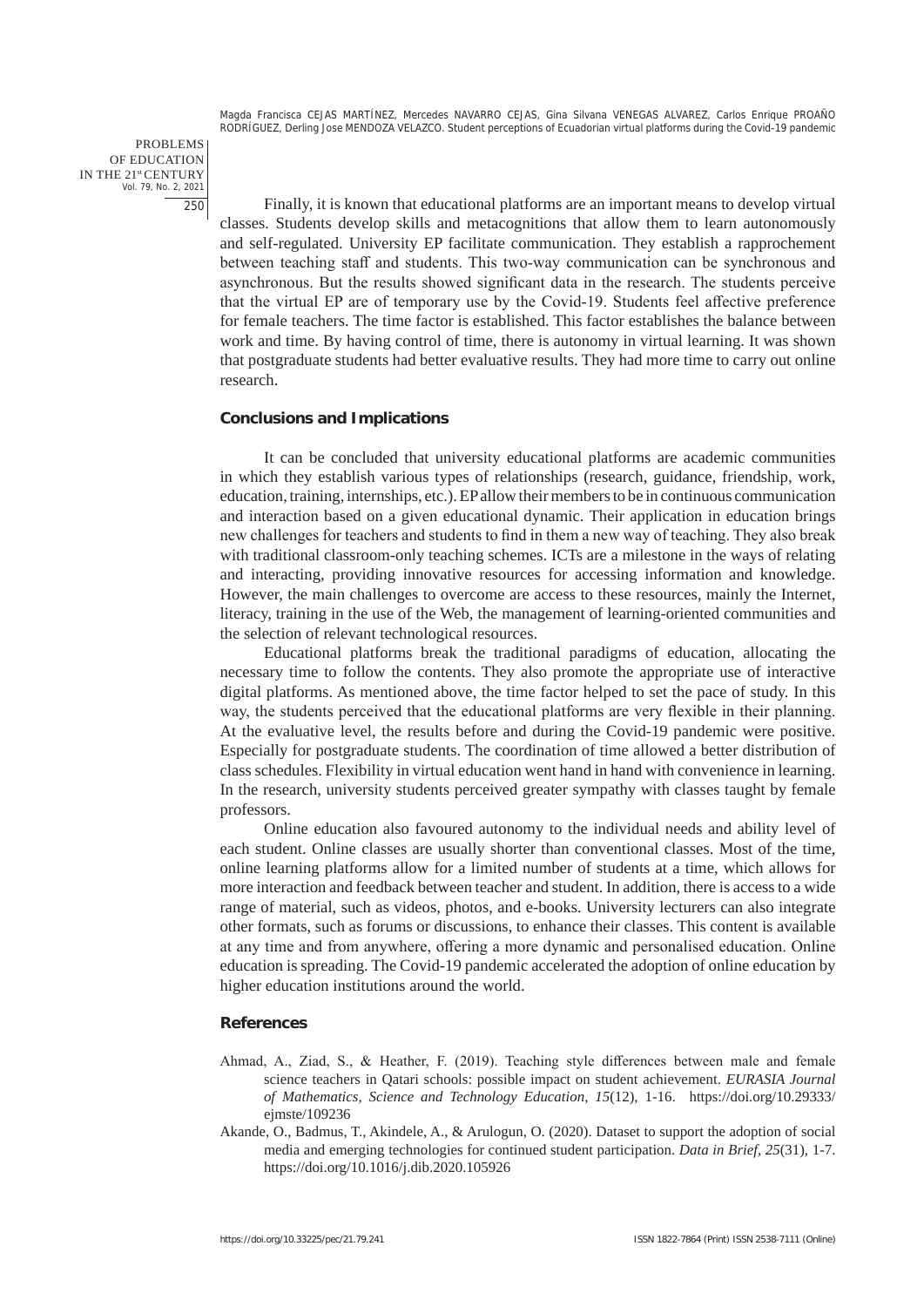Finally, it is known that educational platforms are an important means to develop virtual classes. Students develop skills and metacognitions that allow them to learn autonomously and self-regulated. University EP facilitate communication. They establish a rapprochement between teaching staff and students. This two-way communication can be synchronous and asynchronous. But the results showed significant data in the research. The students perceive that the virtual EP are of temporary use by the Covid-19. Students feel affective preference for female teachers. The time factor is established. This factor establishes the balance between work and time. By having control of time, there is autonomy in virtual learning. It was shown that postgraduate students had better evaluative results. They had more time to carry out online research.

## Conclusions and Implications

It can be concluded that university educational platforms are academic communities in which they establish various types of relationships (research, guidance, friendship, work, education, training, internships, etc.). EP allow their members to be in continuous communication and interaction based on a given educational dynamic. Their application in education brings new challenges for teachers and students to find in them a new way of teaching. They also break with traditional classroom-only teaching schemes. ICTs are a milestone in the ways of relating and interacting, providing innovative resources for accessing information and knowledge. However, the main challenges to overcome are access to these resources, mainly the Internet, literacy, training in the use of the Web, the management of learning-oriented communities and the selection of relevant technological resources.

Educational platforms break the traditional paradigms of education, allocating the necessary time to follow the contents. They also promote the appropriate use of interactive digital platforms. As mentioned above, the time factor helped to set the pace of study. In this way, the students perceived that the educational platforms are very flexible in their planning. At the evaluative level, the results before and during the Covid-19 pandemic were positive. Especially for postgraduate students. The coordination of time allowed a better distribution of class schedules. Flexibility in virtual education went hand in hand with convenience in learning. In the research, university students perceived greater sympathy with classes taught by female professors.

Online education also favoured autonomy to the individual needs and ability level of each student. Online classes are usually shorter than conventional classes. Most of the time, online learning platforms allow for a limited number of students at a time, which allows for more interaction and feedback between teacher and student. In addition, there is access to a wide range of material, such as videos, photos, and e-books. University lecturers can also integrate other formats, such as forums or discussions, to enhance their classes. This content is available at any time and from anywhere, offering a more dynamic and personalised education. Online education is spreading. The Covid-19 pandemic accelerated the adoption of online education by higher education institutions around the world.

## References

Ahmad, A., Ziad, S., & Heather, F. (2019). Teaching style differences between male and female science teachers in Qatari schools: possible impact on student achievement. *EURASIA Journal of Mathematics, Science and Technology Education, 15*(12), 1-16. https://doi.org/10.29333/ejmste/109236

Akande, O., Badmus, T., Akindele, A., & Arulogun, O. (2020). Dataset to support the adoption of social media and emerging technologies for continued student participation. *Data in Brief, 25*(31), 1-7. https://doi.org/10.1016/j.dib.2020.105926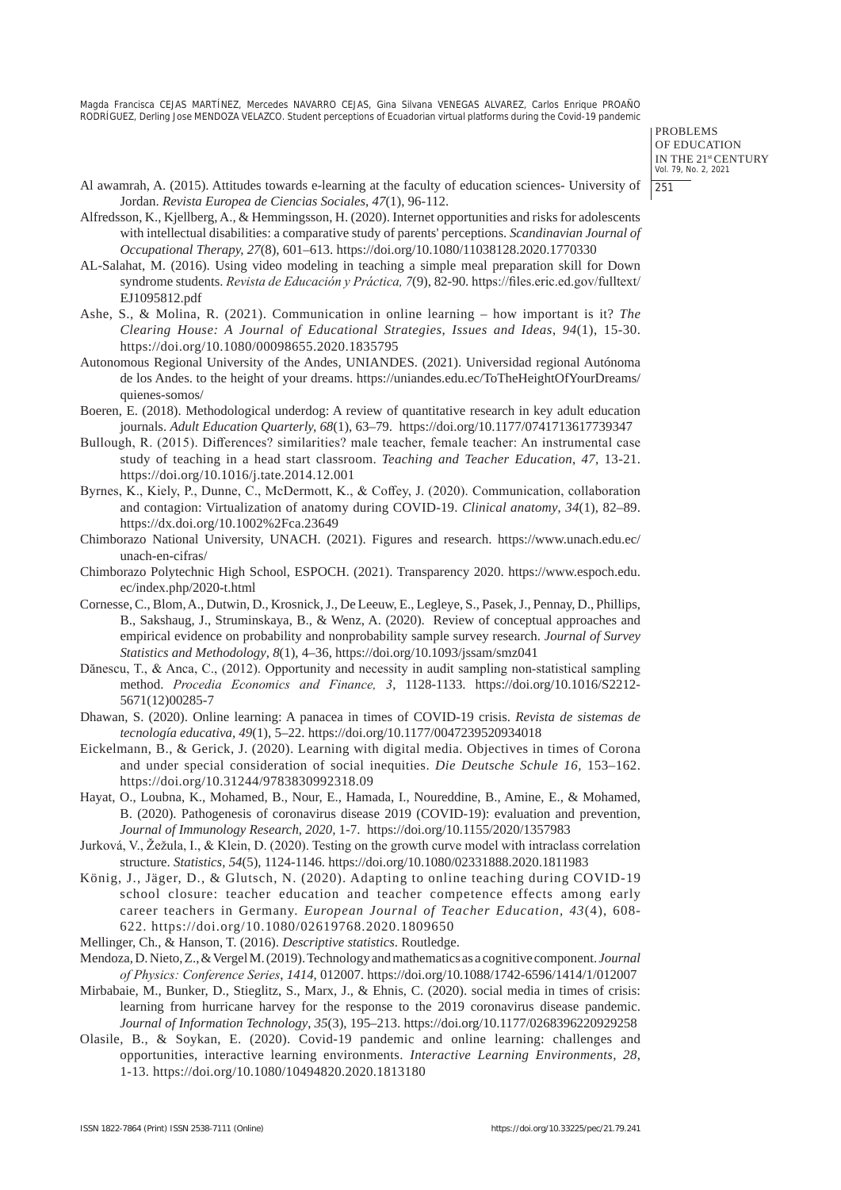Al awamrah, A. (2015). Attitudes towards e-learning at the faculty of education sciences- University of Jordan. *Revista Europea de Ciencias Sociales*, *47*(1), 96-112.

Alfredsson, K., Kjellberg, A., & Hemmingsson, H. (2020). Internet opportunities and risks for adolescents with intellectual disabilities: a comparative study of parents' perceptions. *Scandinavian Journal of Occupational Therapy, 27*(8), 601–613. https://doi.org/10.1080/11038128.2020.1770330

AL-Salahat, M. (2016). Using video modeling in teaching a simple meal preparation skill for Down syndrome students. *Revista de Educación y Práctica, 7*(9), 82-90. https://files.eric.ed.gov/fulltext/EJ1095812.pdf

Ashe, S., & Molina, R. (2021). Communication in online learning – how important is it? *The Clearing House: A Journal of Educational Strategies, Issues and Ideas*, *94*(1), 15-30. https://doi.org/10.1080/00098655.2020.1835795

Autonomous Regional University of the Andes, UNIANDES. (2021). Universidad regional Autónoma de los Andes. to the height of your dreams. https://uniandes.edu.ec/ToTheHeightOfYourDreams/quienes-somos/

Boeren, E. (2018). Methodological underdog: A review of quantitative research in key adult education journals. *Adult Education Quarterly*, *68*(1), 63–79. https://doi.org/10.1177/0741713617739347

Bullough, R. (2015). Differences? similarities? male teacher, female teacher: An instrumental case study of teaching in a head start classroom. *Teaching and Teacher Education*, *47*, 13-21. https://doi.org/10.1016/j.tate.2014.12.001

Byrnes, K., Kiely, P., Dunne, C., McDermott, K., & Coffey, J. (2020). Communication, collaboration and contagion: Virtualization of anatomy during COVID-19. *Clinical anatomy, 34*(1), 82–89. https://dx.doi.org/10.1002%2Fca.23649

Chimborazo National University, UNACH. (2021). Figures and research. https://www.unach.edu.ec/unach-en-cifras/

Chimborazo Polytechnic High School, ESPOCH. (2021). Transparency 2020. https://www.espoch.edu.ec/index.php/2020-t.html

Cornesse, C., Blom, A., Dutwin, D., Krosnick, J., De Leeuw, E., Legleye, S., Pasek, J., Pennay, D., Phillips, B., Sakshaug, J., Struminskaya, B., & Wenz, A. (2020). Review of conceptual approaches and empirical evidence on probability and nonprobability sample survey research. *Journal of Survey Statistics and Methodology, 8*(1), 4–36, https://doi.org/10.1093/jssam/smz041

Dănescu, T., & Anca, C., (2012). Opportunity and necessity in audit sampling non-statistical sampling method. *Procedia Economics and Finance, 3*, 1128-1133. https://doi.org/10.1016/S2212-5671(12)00285-7

Dhawan, S. (2020). Online learning: A panacea in times of COVID-19 crisis. *Revista de sistemas de tecnología educativa, 49*(1), 5–22. https://doi.org/10.1177/0047239520934018

Eickelmann, B., & Gerick, J. (2020). Learning with digital media. Objectives in times of Corona and under special consideration of social inequities. *Die Deutsche Schule 16*, 153–162. https://doi.org/10.31244/9783830992318.09

Hayat, O., Loubna, K., Mohamed, B., Nour, E., Hamada, I., Noureddine, B., Amine, E., & Mohamed, B. (2020). Pathogenesis of coronavirus disease 2019 (COVID-19): evaluation and prevention, *Journal of Immunology Research, 2020*, 1-7. https://doi.org/10.1155/2020/1357983

Jurková, V., Žežula, I., & Klein, D. (2020). Testing on the growth curve model with intraclass correlation structure. *Statistics*, *54*(5), 1124-1146. https://doi.org/10.1080/02331888.2020.1811983

König, J., Jäger, D., & Glutsch, N. (2020). Adapting to online teaching during COVID-19 school closure: teacher education and teacher competence effects among early career teachers in Germany. *European Journal of Teacher Education, 43*(4), 608-622. https://doi.org/10.1080/02619768.2020.1809650

Mellinger, Ch., & Hanson, T. (2016). *Descriptive statistics*. Routledge.

Mendoza, D. Nieto, Z., & Vergel M. (2019). Technology and mathematics as a cognitive component. *Journal of Physics: Conference Series*, *1414*, 012007. https://doi.org/10.1088/1742-6596/1414/1/012007

Mirbabaie, M., Bunker, D., Stieglitz, S., Marx, J., & Ehnis, C. (2020). social media in times of crisis: learning from hurricane harvey for the response to the 2019 coronavirus disease pandemic. *Journal of Information Technology*, *35*(3), 195–213. https://doi.org/10.1177/0268396220929258

Olasile, B., & Soykan, E. (2020). Covid-19 pandemic and online learning: challenges and opportunities, interactive learning environments. *Interactive Learning Environments, 28*, 1-13. https://doi.org/10.1080/10494820.2020.1813180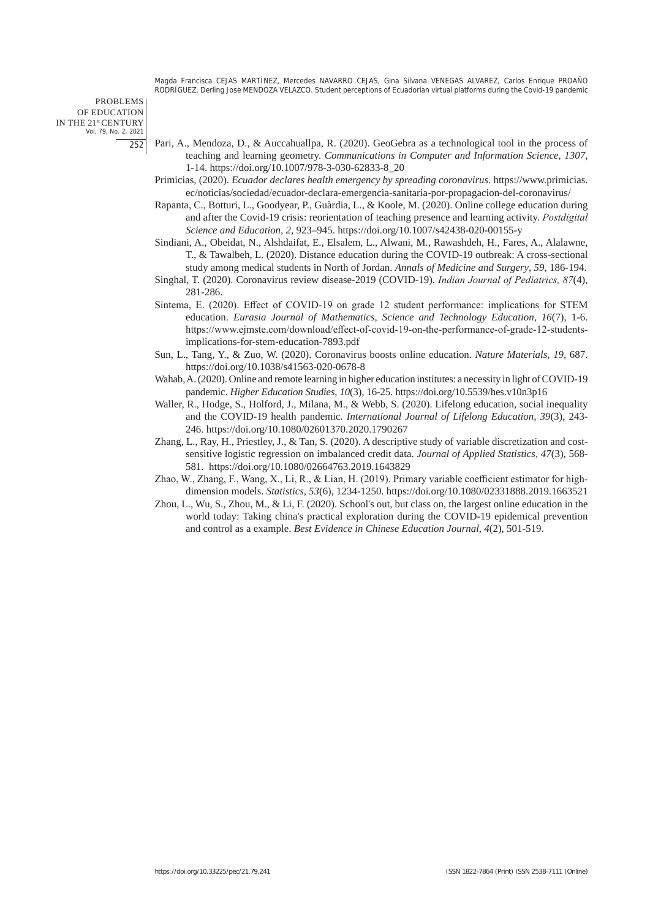Pari, A., Mendoza, D., & Auccahuallpa, R. (2020). GeoGebra as a technological tool in the process of teaching and learning geometry. *Communications in Computer and Information Science, 1307,* 1-14. https://doi.org/10.1007/978-3-030-62833-8_20

Primicias, (2020). *Ecuador declares health emergency by spreading coronavirus*. https://www.primicias.ec/noticias/sociedad/ecuador-declara-emergencia-sanitaria-por-propagacion-del-coronavirus/

Rapanta, C., Botturi, L., Goodyear, P., Guàrdia, L., & Koole, M. (2020). Online college education during and after the Covid-19 crisis: reorientation of teaching presence and learning activity. *Postdigital Science and Education*, *2*, 923–945. https://doi.org/10.1007/s42438-020-00155-y

Sindiani, A., Obeidat, N., Alshdaifat, E., Elsalem, L., Alwani, M., Rawashdeh, H., Fares, A., Alalawne, T., & Tawalbeh, L. (2020). Distance education during the COVID-19 outbreak: A cross-sectional study among medical students in North of Jordan. *Annals of Medicine and Surgery*, *59*, 186-194.

Singhal, T. (2020). Coronavirus review disease-2019 (COVID-19). *Indian Journal of Pediatrics, 87*(4), 281-286.

Sintema, E. (2020). Effect of COVID-19 on grade 12 student performance: implications for STEM education. *Eurasia Journal of Mathematics, Science and Technology Education*, *16*(7), 1-6. https://www.ejmste.com/download/effect-of-covid-19-on-the-performance-of-grade-12-students-implications-for-stem-education-7893.pdf

Sun, L., Tang, Y., & Zuo, W. (2020). Coronavirus boosts online education. *Nature Materials*, *19*, 687. https://doi.org/10.1038/s41563-020-0678-8

Wahab, A. (2020). Online and remote learning in higher education institutes: a necessity in light of COVID-19 pandemic. *Higher Education Studies*, *10*(3), 16-25. https://doi.org/10.5539/hes.v10n3p16

Waller, R., Hodge, S., Holford, J., Milana, M., & Webb, S. (2020). Lifelong education, social inequality and the COVID-19 health pandemic. *International Journal of Lifelong Education*, *39*(3), 243-246. https://doi.org/10.1080/02601370.2020.1790267

Zhang, L., Ray, H., Priestley, J., & Tan, S. (2020). A descriptive study of variable discretization and cost-sensitive logistic regression on imbalanced credit data. *Journal of Applied Statistics*, *47*(3), 568-581. https://doi.org/10.1080/02664763.2019.1643829

Zhao, W., Zhang, F., Wang, X., Li, R., & Lian, H. (2019). Primary variable coefficient estimator for high-dimension models. *Statistics*, *53*(6), 1234-1250. https://doi.org/10.1080/02331888.2019.1663521

Zhou, L., Wu, S., Zhou, M., & Li, F. (2020). School's out, but class on, the largest online education in the world today: Taking china's practical exploration during the COVID-19 epidemical prevention and control as a example. *Best Evidence in Chinese Education Journal*, *4*(2), 501-519.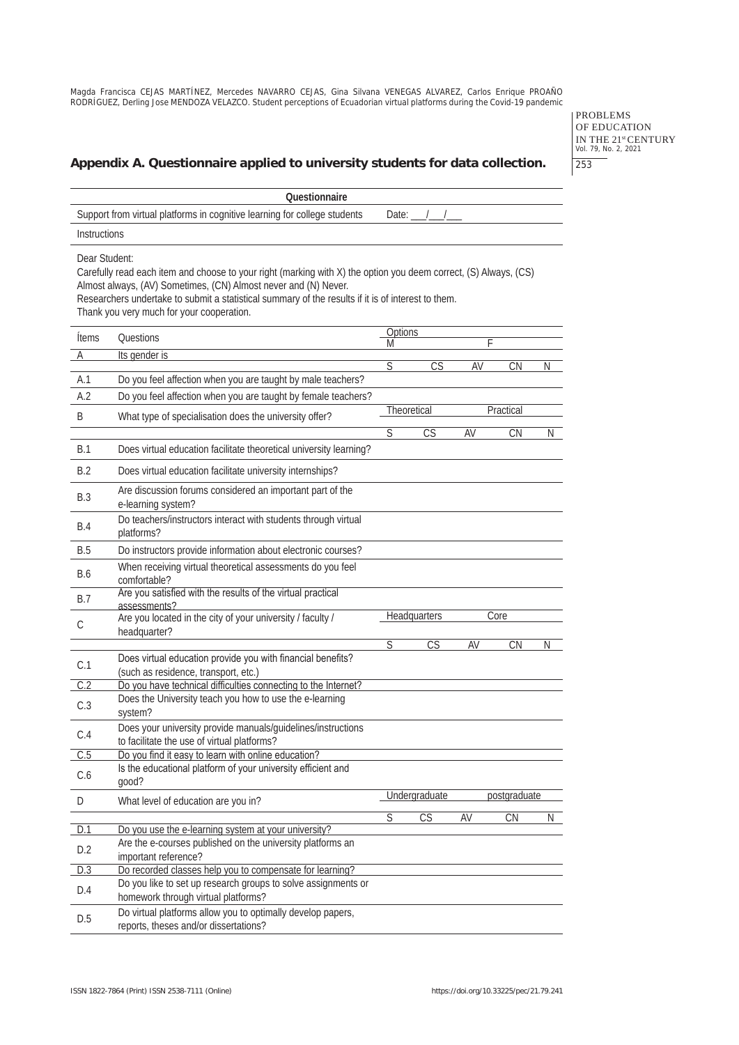## Appendix A. Questionnaire applied to university students for data collection.

**Questionnaire**

Support from virtual platforms in cognitive learning for college students    Date: ___/___/___

Instructions

Dear Student:
Carefully read each item and choose to your right (marking with X) the option you deem correct, (S) Always, (CS) Almost always, (AV) Sometimes, (CN) Almost never and (N) Never.
Researchers undertake to submit a statistical summary of the results if it is of interest to them.
Thank you very much for your cooperation.

| Ítems | Questions | Options | | | | |
|---|---|---|---|---|---|---|
| | | M | | | F | |
| A | Its gender is | | | | | |
| | | S | CS | AV | CN | N |
| A.1 | Do you feel affection when you are taught by male teachers? | | | | | |
| A.2 | Do you feel affection when you are taught by female teachers? | | | | | |
| B | What type of specialisation does the university offer? | Theoretical | | | Practical | |
| | | S | CS | AV | CN | N |
| B.1 | Does virtual education facilitate theoretical university learning? | | | | | |
| B.2 | Does virtual education facilitate university internships? | | | | | |
| B.3 | Are discussion forums considered an important part of the e-learning system? | | | | | |
| B.4 | Do teachers/instructors interact with students through virtual platforms? | | | | | |
| B.5 | Do instructors provide information about electronic courses? | | | | | |
| B.6 | When receiving virtual theoretical assessments do you feel comfortable? | | | | | |
| B.7 | Are you satisfied with the results of the virtual practical assessments? | | | | | |
| C | Are you located in the city of your university / faculty / headquarter? | Headquarters | | | Core | |
| | | S | CS | AV | CN | N |
| C.1 | Does virtual education provide you with financial benefits? (such as residence, transport, etc.) | | | | | |
| C.2 | Do you have technical difficulties connecting to the Internet? | | | | | |
| C.3 | Does the University teach you how to use the e-learning system? | | | | | |
| C.4 | Does your university provide manuals/guidelines/instructions to facilitate the use of virtual platforms? | | | | | |
| C.5 | Do you find it easy to learn with online education? | | | | | |
| C.6 | Is the educational platform of your university efficient and good? | | | | | |
| D | What level of education are you in? | Undergraduate | | | postgraduate | |
| | | S | CS | AV | CN | N |
| D.1 | Do you use the e-learning system at your university? | | | | | |
| D.2 | Are the e-courses published on the university platforms an important reference? | | | | | |
| D.3 | Do recorded classes help you to compensate for learning? | | | | | |
| D.4 | Do you like to set up research groups to solve assignments or homework through virtual platforms? | | | | | |
| D.5 | Do virtual platforms allow you to optimally develop papers, reports, theses and/or dissertations? | | | | | |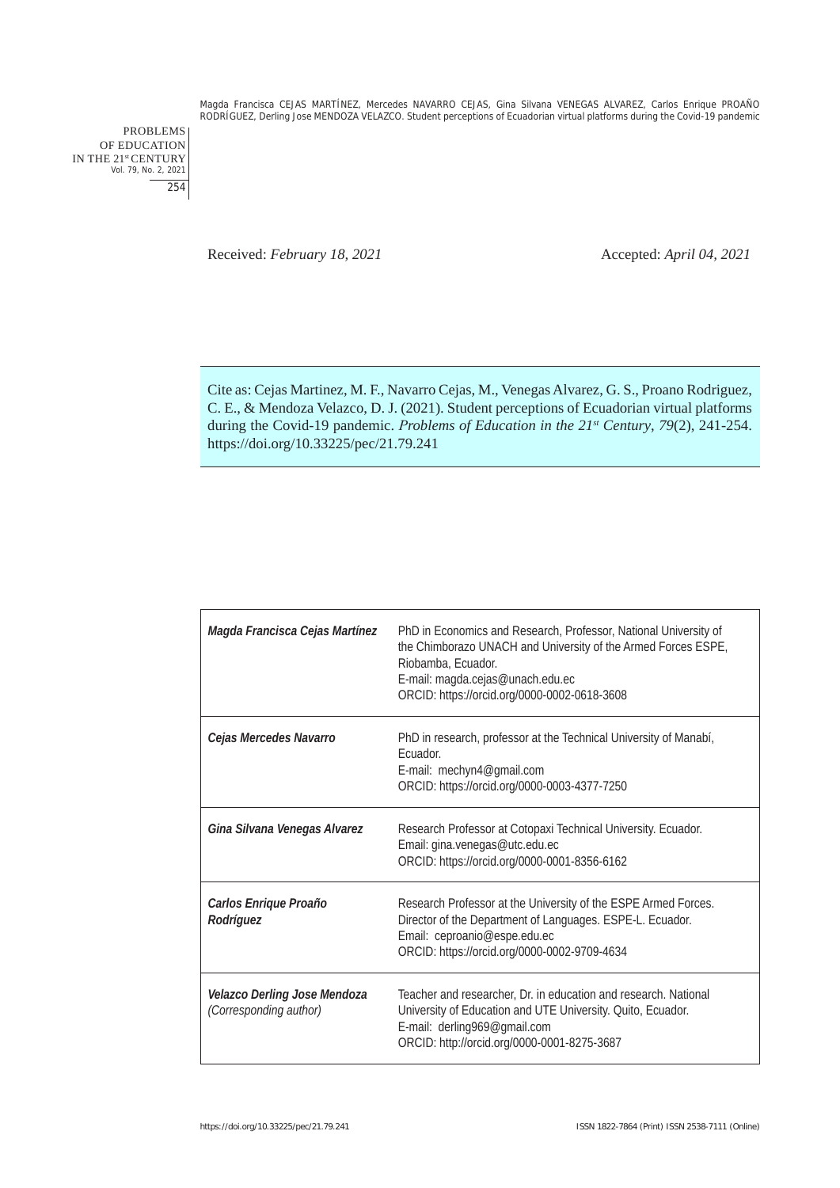Received: *February 18, 2021* Accepted: *April 04, 2021*

Cite as: Cejas Martinez, M. F., Navarro Cejas, M., Venegas Alvarez, G. S., Proano Rodriguez, C. E., & Mendoza Velazco, D. J. (2021). Student perceptions of Ecuadorian virtual platforms during the Covid-19 pandemic. *Problems of Education in the 21st Century*, *79*(2), 241-254. https://doi.org/10.33225/pec/21.79.241

| | |
|---|---|
| ***Magda Francisca Cejas Martínez*** | PhD in Economics and Research, Professor, National University of the Chimborazo UNACH and University of the Armed Forces ESPE, Riobamba, Ecuador.<br>E-mail: magda.cejas@unach.edu.ec<br>ORCID: https://orcid.org/0000-0002-0618-3608 |
| ***Cejas Mercedes Navarro*** | PhD in research, professor at the Technical University of Manabí, Ecuador.<br>E-mail: mechyn4@gmail.com<br>ORCID: https://orcid.org/0000-0003-4377-7250 |
| ***Gina Silvana Venegas Alvarez*** | Research Professor at Cotopaxi Technical University. Ecuador.<br>Email: gina.venegas@utc.edu.ec<br>ORCID: https://orcid.org/0000-0001-8356-6162 |
| ***Carlos Enrique Proaño Rodríguez*** | Research Professor at the University of the ESPE Armed Forces. Director of the Department of Languages. ESPE-L. Ecuador.<br>Email: ceproanio@espe.edu.ec<br>ORCID: https://orcid.org/0000-0002-9709-4634 |
| ***Velazco Derling Jose Mendoza*** *(Corresponding author)* | Teacher and researcher, Dr. in education and research. National University of Education and UTE University. Quito, Ecuador.<br>E-mail: derling969@gmail.com<br>ORCID: http://orcid.org/0000-0001-8275-3687 |